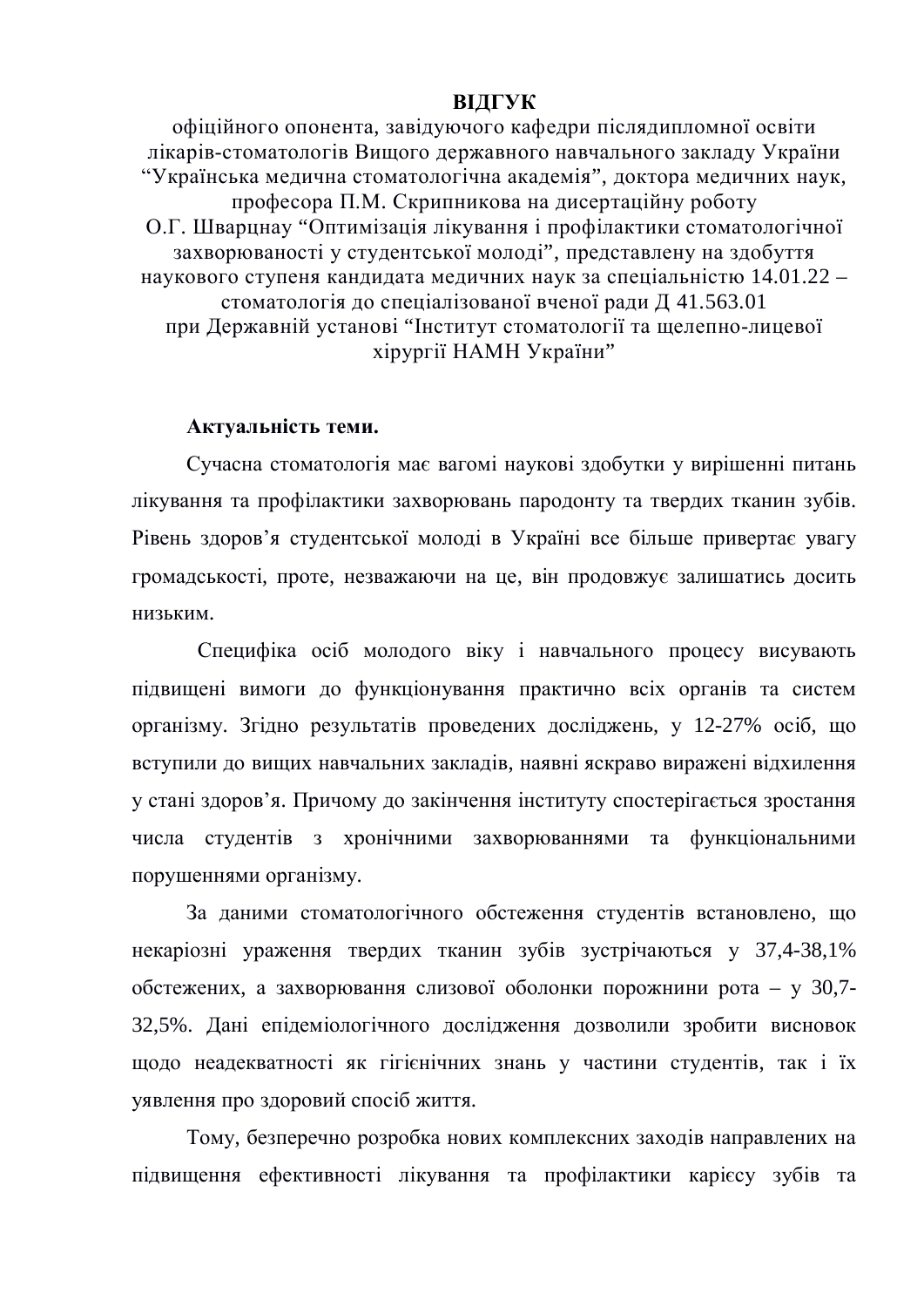# ВІДГУК

офіційного опонента, завідуючого кафедри післядипломної освіти лікарів-стоматологів Вищого державного навчального закладу України “Українська медична стоматологічна академія”, доктора медичних наук, професора П.М. Скрипникова на дисертаційну роботу О.Г. Шварцнау “Оптимізація лікування і профілактики стоматологічної захворюваності у студентської молоді”, представлену на здобуття наукового ступеня кандидата медичних наук за спеціальністю 14.01.22 – стоматологія до спеціалізованої вченої ради Д 41.563.01 при Державній установі “Інститут стоматології та щелепно-лицевої хірургії НАМН України”

**Актуальність теми.**

Сучасна стоматологія має вагомі наукові здобутки у вирішенні питань лікування та профілактики захворювань пародонту та твердих тканин зубів. Рівень здоров’я студентської молоді в Україні все більше привертає увагу громадськості, проте, незважаючи на це, він продовжує залишатись досить низьким.

Специфіка осіб молодого віку і навчального процесу висувають підвищені вимоги до функціонування практично всіх органів та систем організму. Згідно результатів проведених досліджень, у 12-27% осіб, що вступили до вищих навчальних закладів, наявні яскраво виражені відхилення у стані здоров’я. Причому до закінчення інституту спостерігається зростання числа студентів з хронічними захворюваннями та функціональними порушеннями організму.

За даними стоматологічного обстеження студентів встановлено, що некаріозні ураження твердих тканин зубів зустрічаються у 37,4-38,1% обстежених, а захворювання слизової оболонки порожнини рота – у 30,7-32,5%. Дані епідеміологічного дослідження дозволили зробити висновок щодо неадекватності як гігієнічних знань у частини студентів, так і їх уявлення про здоровий спосіб життя.

Тому, безперечно розробка нових комплексних заходів направлених на підвищення ефективності лікування та профілактики карієсу зубів та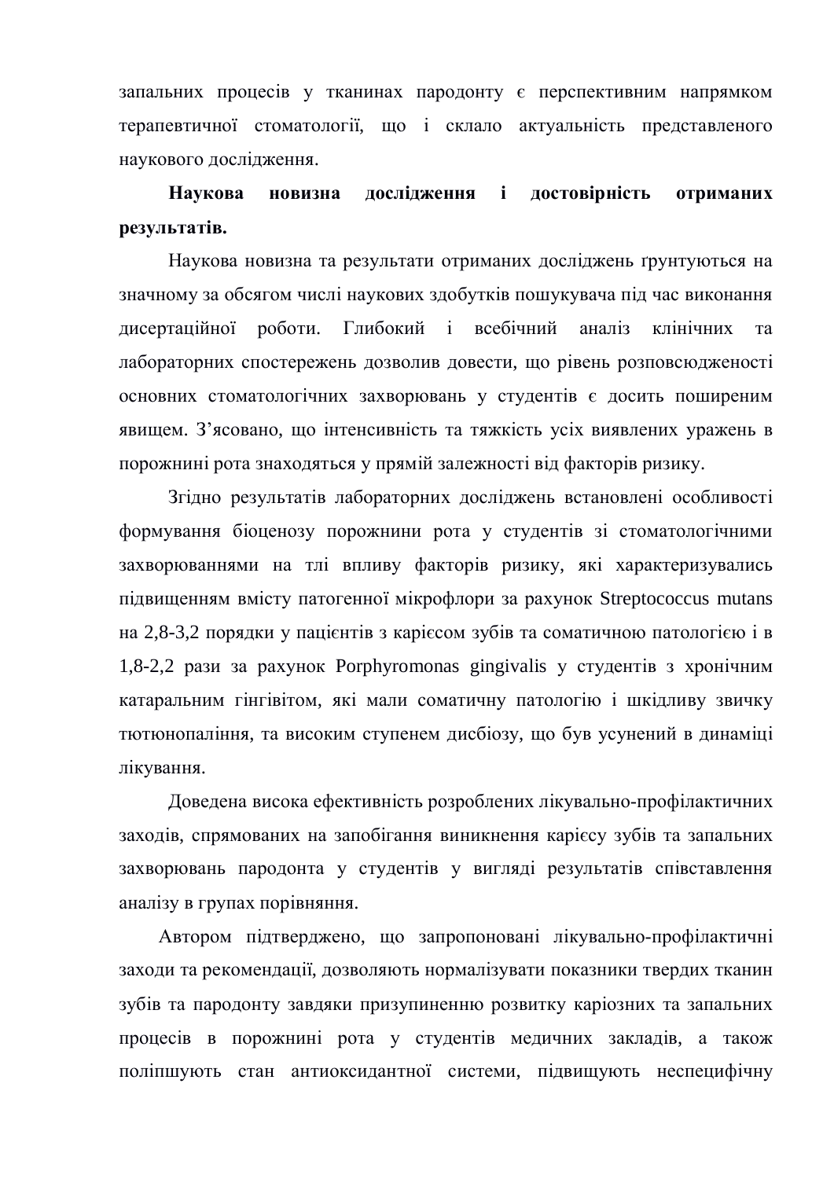запальних процесів у тканинах пародонту є перспективним напрямком терапевтичної стоматології, що і склало актуальність представленого наукового дослідження.

**Наукова новизна дослідження і достовірність отриманих результатів.**

Наукова новизна та результати отриманих досліджень ґрунтуються на значному за обсягом числі наукових здобутків пошукувача під час виконання дисертаційної роботи. Глибокий і всебічний аналіз клінічних та лабораторних спостережень дозволив довести, що рівень розповсюдженості основних стоматологічних захворювань у студентів є досить поширеним явищем. З'ясовано, що інтенсивність та тяжкість усіх виявлених уражень в порожнині рота знаходяться у прямій залежності від факторів ризику.

Згідно результатів лабораторних досліджень встановлені особливості формування біоценозу порожнини рота у студентів зі стоматологічними захворюваннями на тлі впливу факторів ризику, які характеризувались підвищенням вмісту патогенної мікрофлори за рахунок Streptococcus mutans на 2,8-3,2 порядки у пацієнтів з карієсом зубів та соматичною патологією і в 1,8-2,2 рази за рахунок Porphyromonas gingivalis у студентів з хронічним катаральним гінгівітом, які мали соматичну патологію і шкідливу звичку тютюнопаління, та високим ступенем дисбіозу, що був усунений в динаміці лікування.

Доведена висока ефективність розроблених лікувально-профілактичних заходів, спрямованих на запобігання виникнення карієсу зубів та запальних захворювань пародонта у студентів у вигляді результатів співставлення аналізу в групах порівняння.

Автором підтверджено, що запропоновані лікувально-профілактичні заходи та рекомендації, дозволяють нормалізувати показники твердих тканин зубів та пародонту завдяки призупиненню розвитку каріозних та запальних процесів в порожнині рота у студентів медичних закладів, а також поліпшують стан антиоксидантної системи, підвищують неспецифічну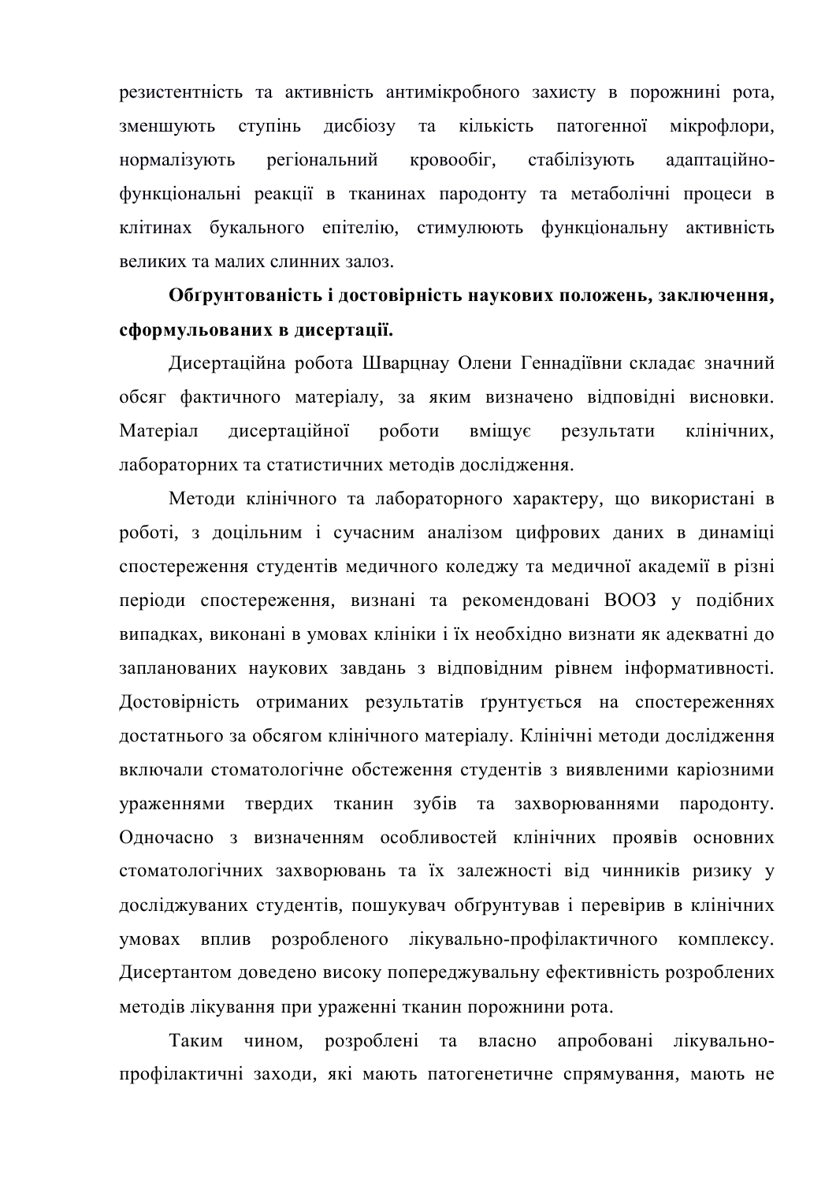резистентність та активність антимікробного захисту в порожнині рота, зменшують ступінь дисбіозу та кількість патогенної мікрофлори, нормалізують регіональний кровообіг, стабілізують адаптаційно-функціональні реакції в тканинах пародонту та метаболічні процеси в клітинах букального епітелію, стимулюють функціональну активність великих та малих слинних залоз.

**Обґрунтованість і достовірність наукових положень, заключення, сформульованих в дисертації.**

Дисертаційна робота Шварцнау Олени Геннадіївни складає значний обсяг фактичного матеріалу, за яким визначено відповідні висновки. Матеріал дисертаційної роботи вміщує результати клінічних, лабораторних та статистичних методів дослідження.

Методи клінічного та лабораторного характеру, що використані в роботі, з доцільним і сучасним аналізом цифрових даних в динаміці спостереження студентів медичного коледжу та медичної академії в різні періоди спостереження, визнані та рекомендовані ВООЗ у подібних випадках, виконані в умовах клініки і їх необхідно визнати як адекватні до запланованих наукових завдань з відповідним рівнем інформативності. Достовірність отриманих результатів ґрунтується на спостереженнях достатнього за обсягом клінічного матеріалу. Клінічні методи дослідження включали стоматологічне обстеження студентів з виявленими каріозними ураженнями твердих тканин зубів та захворюваннями пародонту. Одночасно з визначенням особливостей клінічних проявів основних стоматологічних захворювань та їх залежності від чинників ризику у досліджуваних студентів, пошукувач обґрунтував і перевірив в клінічних умовах вплив розробленого лікувально-профілактичного комплексу. Дисертантом доведено високу попереджувальну ефективність розроблених методів лікування при ураженні тканин порожнини рота.

Таким чином, розроблені та власно апробовані лікувально-профілактичні заходи, які мають патогенетичне спрямування, мають не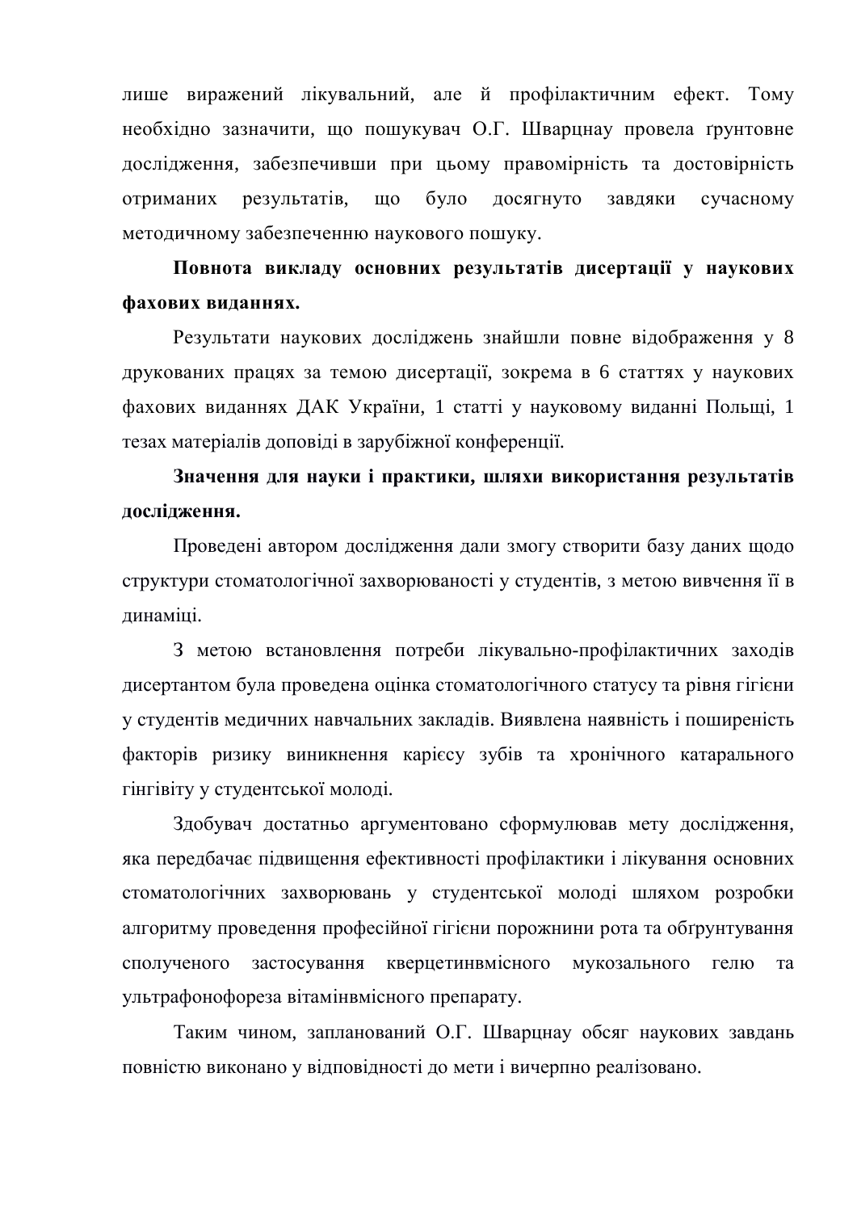лише виражений лікувальний, але й профілактичним ефект. Тому необхідно зазначити, що пошукувач О.Г. Шварцнау провела ґрунтовне дослідження, забезпечивши при цьому правомірність та достовірність отриманих результатів, що було досягнуто завдяки сучасному методичному забезпеченню наукового пошуку.

**Повнота викладу основних результатів дисертації у наукових фахових виданнях.**

Результати наукових досліджень знайшли повне відображення у 8 друкованих працях за темою дисертації, зокрема в 6 статтях у наукових фахових виданнях ДАК України, 1 статті у науковому виданні Польщі, 1 тезах матеріалів доповіді в зарубіжної конференції.

**Значення для науки і практики, шляхи використання результатів дослідження.**

Проведені автором дослідження дали змогу створити базу даних щодо структури стоматологічної захворюваності у студентів, з метою вивчення її в динаміці.

З метою встановлення потреби лікувально-профілактичних заходів дисертантом була проведена оцінка стоматологічного статусу та рівня гігієни у студентів медичних навчальних закладів. Виявлена наявність і поширеність факторів ризику виникнення карієсу зубів та хронічного катарального гінгівіту у студентської молоді.

Здобувач достатньо аргументовано сформулював мету дослідження, яка передбачає підвищення ефективності профілактики і лікування основних стоматологічних захворювань у студентської молоді шляхом розробки алгоритму проведення професійної гігієни порожнини рота та обґрунтування сполученого застосування кверцетинвмісного мукозального гелю та ультрафонофореза вітамінвмісного препарату.

Таким чином, запланований О.Г. Шварцнау обсяг наукових завдань повністю виконано у відповідності до мети і вичерпно реалізовано.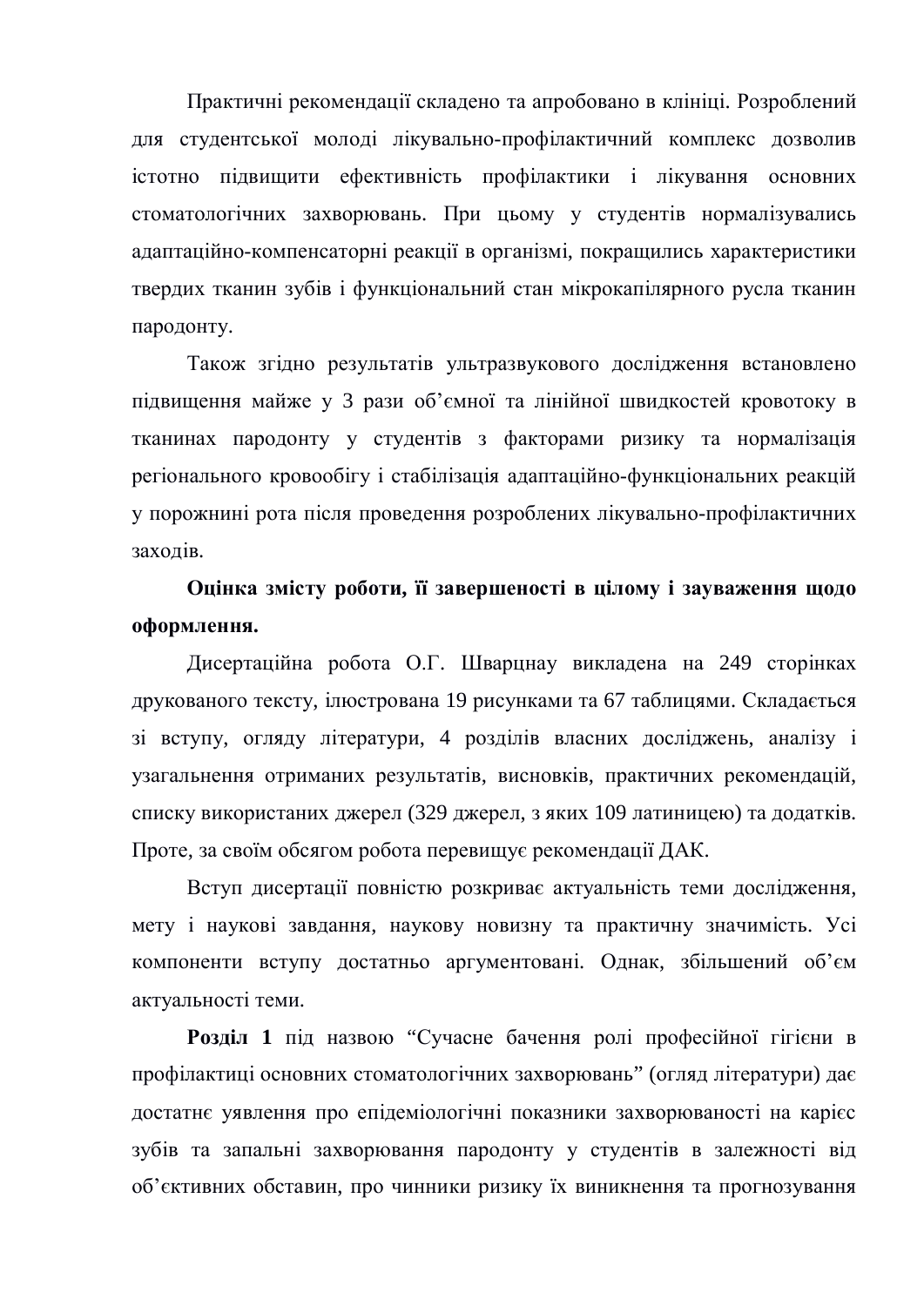Практичні рекомендації складено та апробовано в клініці. Розроблений для студентської молоді лікувально-профілактичний комплекс дозволив істотно підвищити ефективність профілактики і лікування основних стоматологічних захворювань. При цьому у студентів нормалізувались адаптаційно-компенсаторні реакції в організмі, покращились характеристики твердих тканин зубів і функціональний стан мікрокапілярного русла тканин пародонту.

Також згідно результатів ультразвукового дослідження встановлено підвищення майже у 3 рази об’ємної та лінійної швидкостей кровотоку в тканинах пародонту у студентів з факторами ризику та нормалізація регіонального кровообігу і стабілізація адаптаційно-функціональних реакцій у порожнині рота після проведення розроблених лікувально-профілактичних заходів.

**Оцінка змісту роботи, її завершеності в цілому і зауваження щодо оформлення.**

Дисертаційна робота О.Г. Шварцнау викладена на 249 сторінках друкованого тексту, ілюстрована 19 рисунками та 67 таблицями. Складається зі вступу, огляду літератури, 4 розділів власних досліджень, аналізу і узагальнення отриманих результатів, висновків, практичних рекомендацій, списку використаних джерел (329 джерел, з яких 109 латиницею) та додатків. Проте, за своїм обсягом робота перевищує рекомендації ДАК.

Вступ дисертації повністю розкриває актуальність теми дослідження, мету і наукові завдання, наукову новизну та практичну значимість. Усі компоненти вступу достатньо аргументовані. Однак, збільшений об’єм актуальності теми.

**Розділ 1** під назвою “Сучасне бачення ролі професійної гігієни в профілактиці основних стоматологічних захворювань” (огляд літератури) дає достатнє уявлення про епідеміологічні показники захворюваності на карієс зубів та запальні захворювання пародонту у студентів в залежності від об’єктивних обставин, про чинники ризику їх виникнення та прогнозування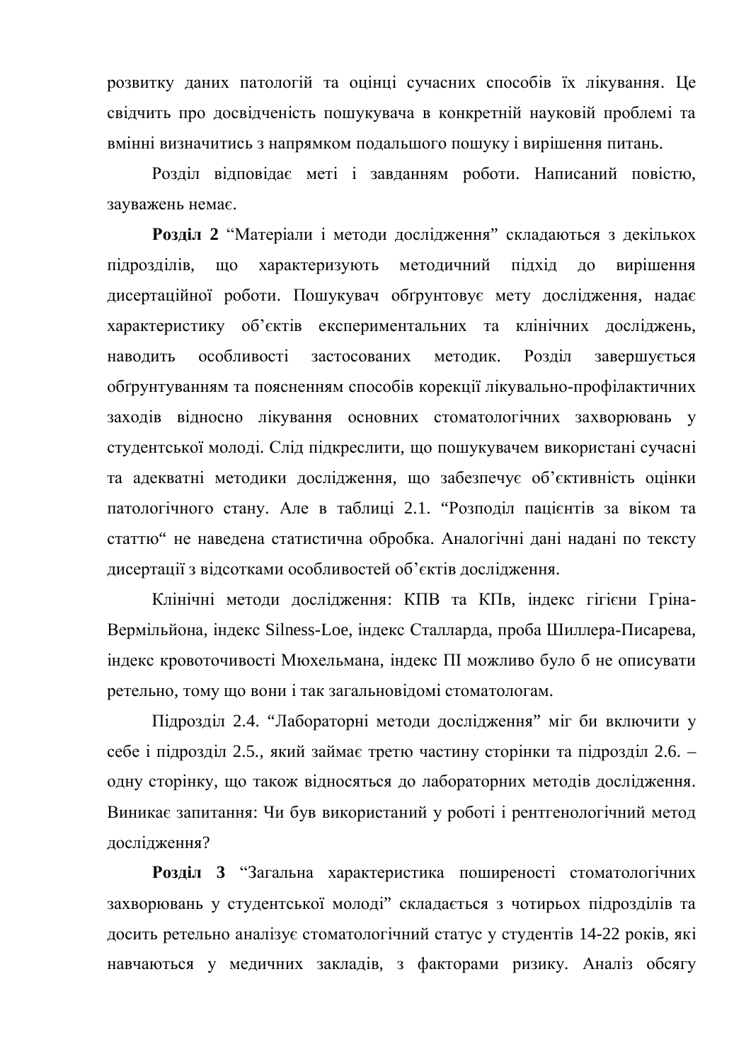розвитку даних патологій та оцінці сучасних способів їх лікування. Це свідчить про досвідченість пошукувача в конкретній науковій проблемі та вмінні визначитись з напрямком подальшого пошуку і вирішення питань.

Розділ відповідає меті і завданням роботи. Написаний повістю, зауважень немає.

**Розділ 2** "Матеріали і методи дослідження" складаються з декількох підрозділів, що характеризують методичний підхід до вирішення дисертаційної роботи. Пошукувач обґрунтовує мету дослідження, надає характеристику об'єктів експериментальних та клінічних досліджень, наводить особливості застосованих методик. Розділ завершується обґрунтуванням та поясненням способів корекції лікувально-профілактичних заходів відносно лікування основних стоматологічних захворювань у студентської молоді. Слід підкреслити, що пошукувачем використані сучасні та адекватні методики дослідження, що забезпечує об'єктивність оцінки патологічного стану. Але в таблиці 2.1. "Розподіл пацієнтів за віком та статтю" не наведена статистична обробка. Аналогічні дані надані по тексту дисертації з відсотками особливостей об'єктів дослідження.

Клінічні методи дослідження: КПВ та КПв, індекс гігієни Гріна-Вермільйона, індекс Silness-Loe, індекс Сталларда, проба Шиллера-Писарева, індекс кровоточивості Мюхельмана, індекс ПІ можливо було б не описувати ретельно, тому що вони і так загальновідомі стоматологам.

Підрозділ 2.4. "Лабораторні методи дослідження" міг би включити у себе і підрозділ 2.5., який займає третю частину сторінки та підрозділ 2.6. – одну сторінку, що також відносяться до лабораторних методів дослідження. Виникає запитання: Чи був використаний у роботі і рентгенологічний метод дослідження?

**Розділ 3** "Загальна характеристика поширеності стоматологічних захворювань у студентської молоді" складається з чотирьох підрозділів та досить ретельно аналізує стоматологічний статус у студентів 14-22 років, які навчаються у медичних закладів, з факторами ризику. Аналіз обсягу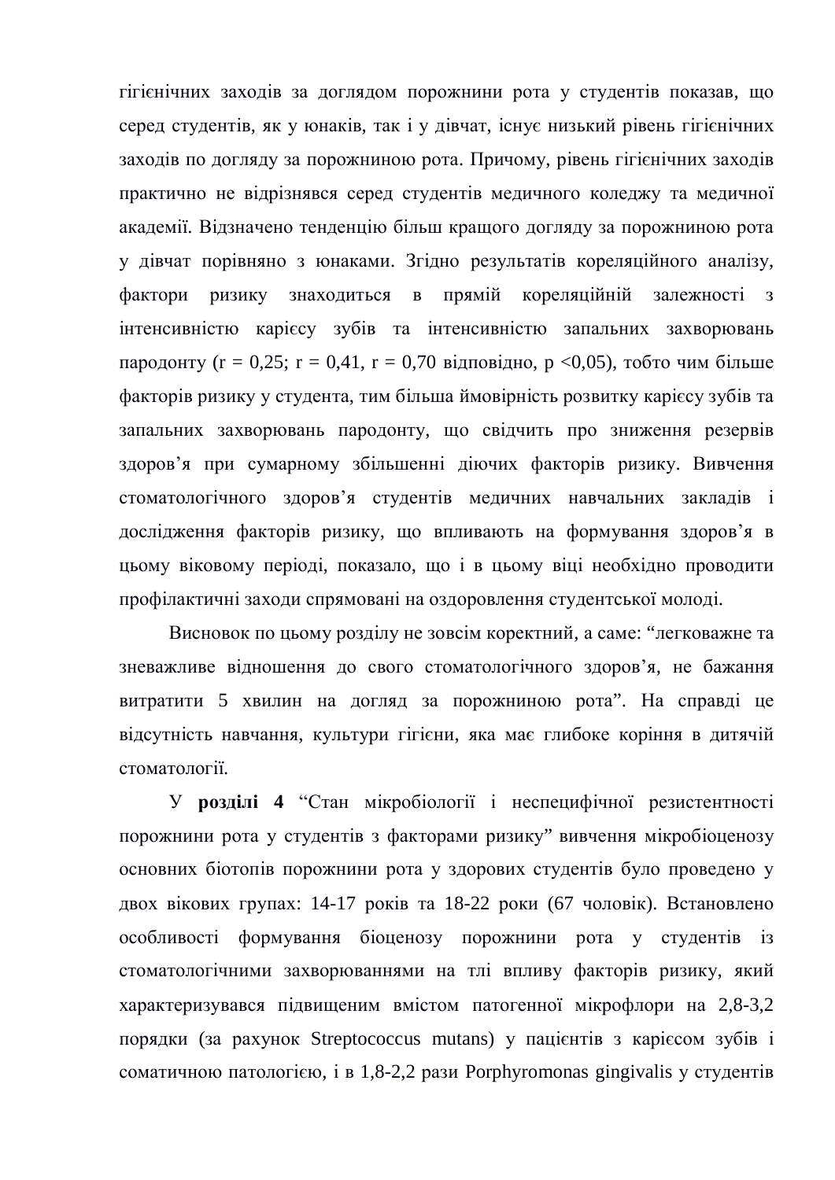гігієнічних заходів за доглядом порожнини рота у студентів показав, що серед студентів, як у юнаків, так і у дівчат, існує низький рівень гігієнічних заходів по догляду за порожниною рота. Причому, рівень гігієнічних заходів практично не відрізнявся серед студентів медичного коледжу та медичної академії. Відзначено тенденцію більш кращого догляду за порожниною рота у дівчат порівняно з юнаками. Згідно результатів кореляційного аналізу, фактори ризику знаходиться в прямій кореляційній залежності з інтенсивністю карієсу зубів та інтенсивністю запальних захворювань пародонту ($r = 0{,}25$; $r = 0{,}41$, $r = 0{,}70$ відповідно, $p < 0{,}05$), тобто чим більше факторів ризику у студента, тим більша ймовірність розвитку карієсу зубів та запальних захворювань пародонту, що свідчить про зниження резервів здоров'я при сумарному збільшенні діючих факторів ризику. Вивчення стоматологічного здоров'я студентів медичних навчальних закладів і дослідження факторів ризику, що впливають на формування здоров'я в цьому віковому періоді, показало, що і в цьому віці необхідно проводити профілактичні заходи спрямовані на оздоровлення студентської молоді.

Висновок по цьому розділу не зовсім коректний, а саме: "легковажне та зневажливе відношення до свого стоматологічного здоров'я, не бажання витратити 5 хвилин на догляд за порожниною рота". На справді це відсутність навчання, культури гігієни, яка має глибоке коріння в дитячій стоматології.

У **розділі 4** "Стан мікробіології і неспецифічної резистентності порожнини рота у студентів з факторами ризику" вивчення мікробіоценозу основних біотопів порожнини рота у здорових студентів було проведено у двох вікових групах: 14-17 років та 18-22 роки (67 чоловік). Встановлено особливості формування біоценозу порожнини рота у студентів із стоматологічними захворюваннями на тлі впливу факторів ризику, який характеризувався підвищеним вмістом патогенної мікрофлори на 2,8-3,2 порядки (за рахунок Streptococcus mutans) у пацієнтів з карієсом зубів і соматичною патологією, і в 1,8-2,2 рази Porphyromonas gingivalis у студентів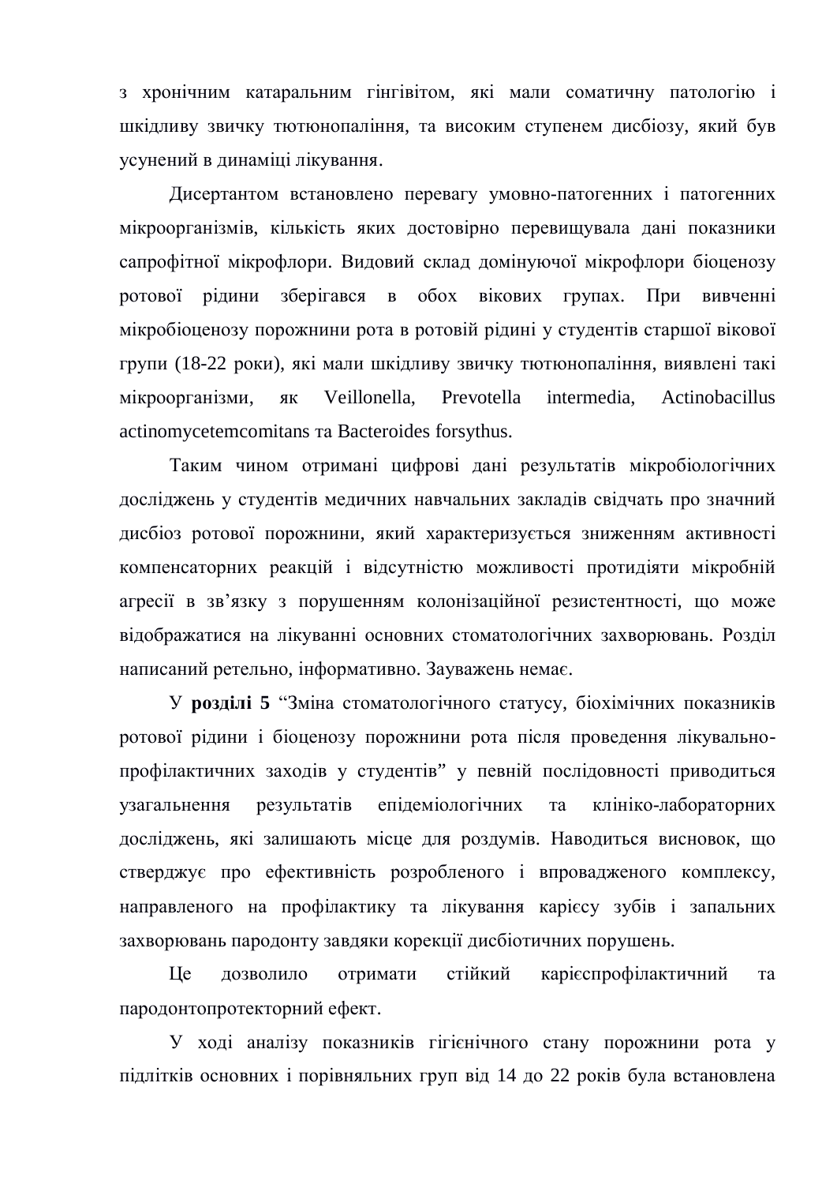з хронічним катаральним гінгівітом, які мали соматичну патологію і шкідливу звичку тютюнопаління, та високим ступенем дисбіозу, який був усунений в динаміці лікування.

Дисертантом встановлено перевагу умовно-патогенних і патогенних мікроорганізмів, кількість яких достовірно перевищувала дані показники сапрофітної мікрофлори. Видовий склад домінуючої мікрофлори біоценозу ротової рідини зберігався в обох вікових групах. При вивченні мікробіоценозу порожнини рота в ротовій рідині у студентів старшої вікової групи (18-22 роки), які мали шкідливу звичку тютюнопаління, виявлені такі мікроорганізми, як Veillonella, Prevotella intermedia, Actinobacillus actinomycetemcomitans та Bacteroides forsythus.

Таким чином отримані цифрові дані результатів мікробіологічних досліджень у студентів медичних навчальних закладів свідчать про значний дисбіоз ротової порожнини, який характеризується зниженням активності компенсаторних реакцій і відсутністю можливості протидіяти мікробній агресії в зв'язку з порушенням колонізаційної резистентності, що може відображатися на лікуванні основних стоматологічних захворювань. Розділ написаний ретельно, інформативно. Зауважень немає.

У **розділі 5** "Зміна стоматологічного статусу, біохімічних показників ротової рідини і біоценозу порожнини рота після проведення лікувально-профілактичних заходів у студентів" у певній послідовності приводиться узагальнення результатів епідеміологічних та клініко-лабораторних досліджень, які залишають місце для роздумів. Наводиться висновок, що стверджує про ефективність розробленого і впровадженого комплексу, направленого на профілактику та лікування карієсу зубів і запальних захворювань пародонту завдяки корекції дисбіотичних порушень.

Це дозволило отримати стійкий карієспрофілактичний та пародонтопротекторний ефект.

У ході аналізу показників гігієнічного стану порожнини рота у підлітків основних і порівняльних груп від 14 до 22 років була встановлена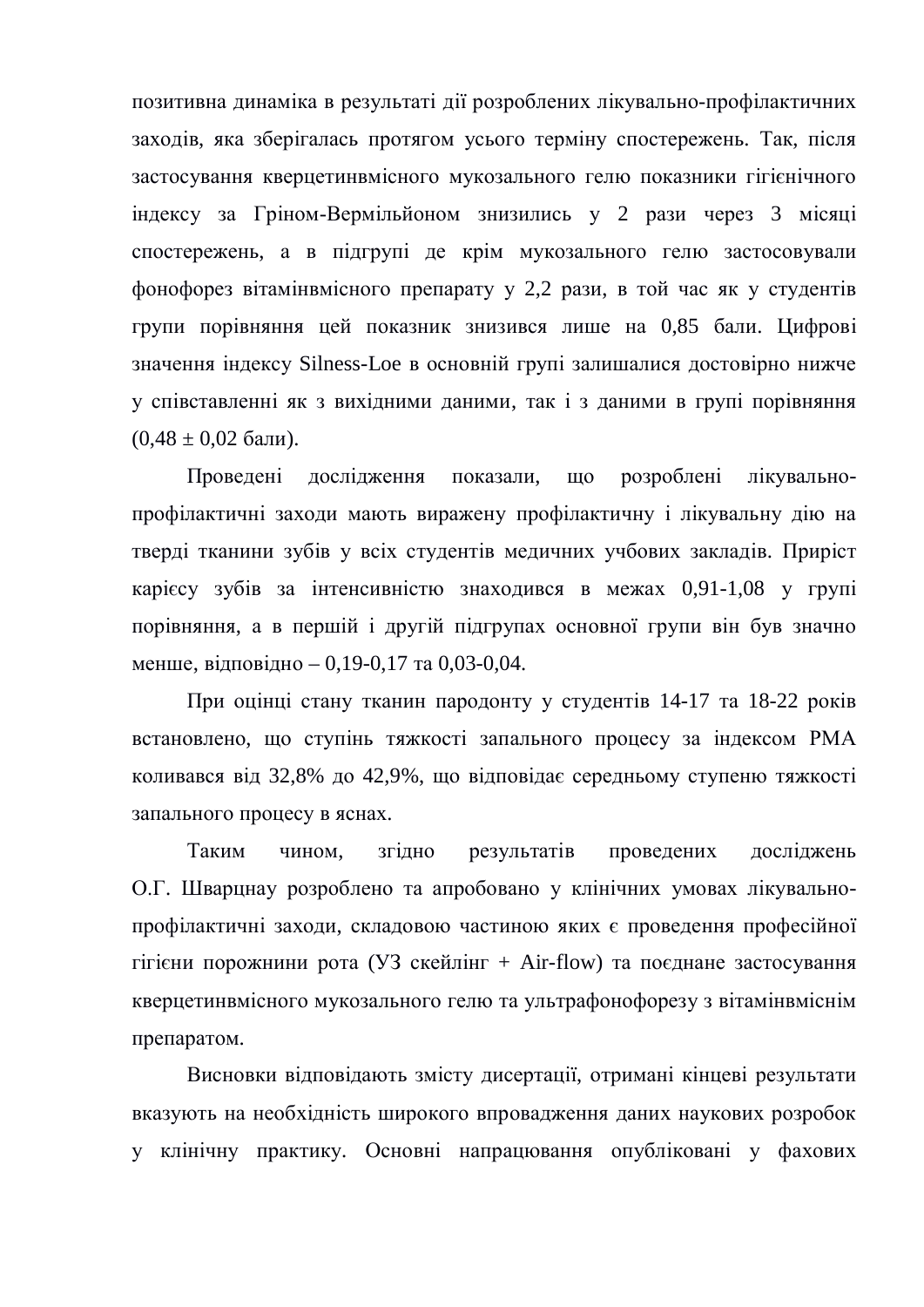позитивна динаміка в результаті дії розроблених лікувально-профілактичних заходів, яка зберігалась протягом усього терміну спостережень. Так, після застосування кверцетинвмісного мукозального гелю показники гігієнічного індексу за Гріном-Вермільйоном знизились у 2 рази через 3 місяці спостережень, а в підгрупі де крім мукозального гелю застосовували фонофорез вітамінвмісного препарату у 2,2 рази, в той час як у студентів групи порівняння цей показник знизився лише на 0,85 бали. Цифрові значення індексу Silness-Loe в основній групі залишалися достовірно нижче у співставленні як з вихідними даними, так і з даними в групі порівняння (0,48 ± 0,02 бали).

Проведені дослідження показали, що розроблені лікувально-профілактичні заходи мають виражену профілактичну і лікувальну дію на тверді тканини зубів у всіх студентів медичних учбових закладів. Приріст карієсу зубів за інтенсивністю знаходився в межах 0,91-1,08 у групі порівняння, а в першій і другій підгрупах основної групи він був значно менше, відповідно – 0,19-0,17 та 0,03-0,04.

При оцінці стану тканин пародонту у студентів 14-17 та 18-22 років встановлено, що ступінь тяжкості запального процесу за індексом РМА коливався від 32,8% до 42,9%, що відповідає середньому ступеню тяжкості запального процесу в яснах.

Таким чином, згідно результатів проведених досліджень О.Г. Шварцнау розроблено та апробовано у клінічних умовах лікувально-профілактичні заходи, складовою частиною яких є проведення професійної гігієни порожнини рота (УЗ скейлінг + Air-flow) та поєднане застосування кверцетинвмісного мукозального гелю та ультрафонофорезу з вітамінвміснім препаратом.

Висновки відповідають змісту дисертації, отримані кінцеві результати вказують на необхідність широкого впровадження даних наукових розробок у клінічну практику. Основні напрацювання опубліковані у фахових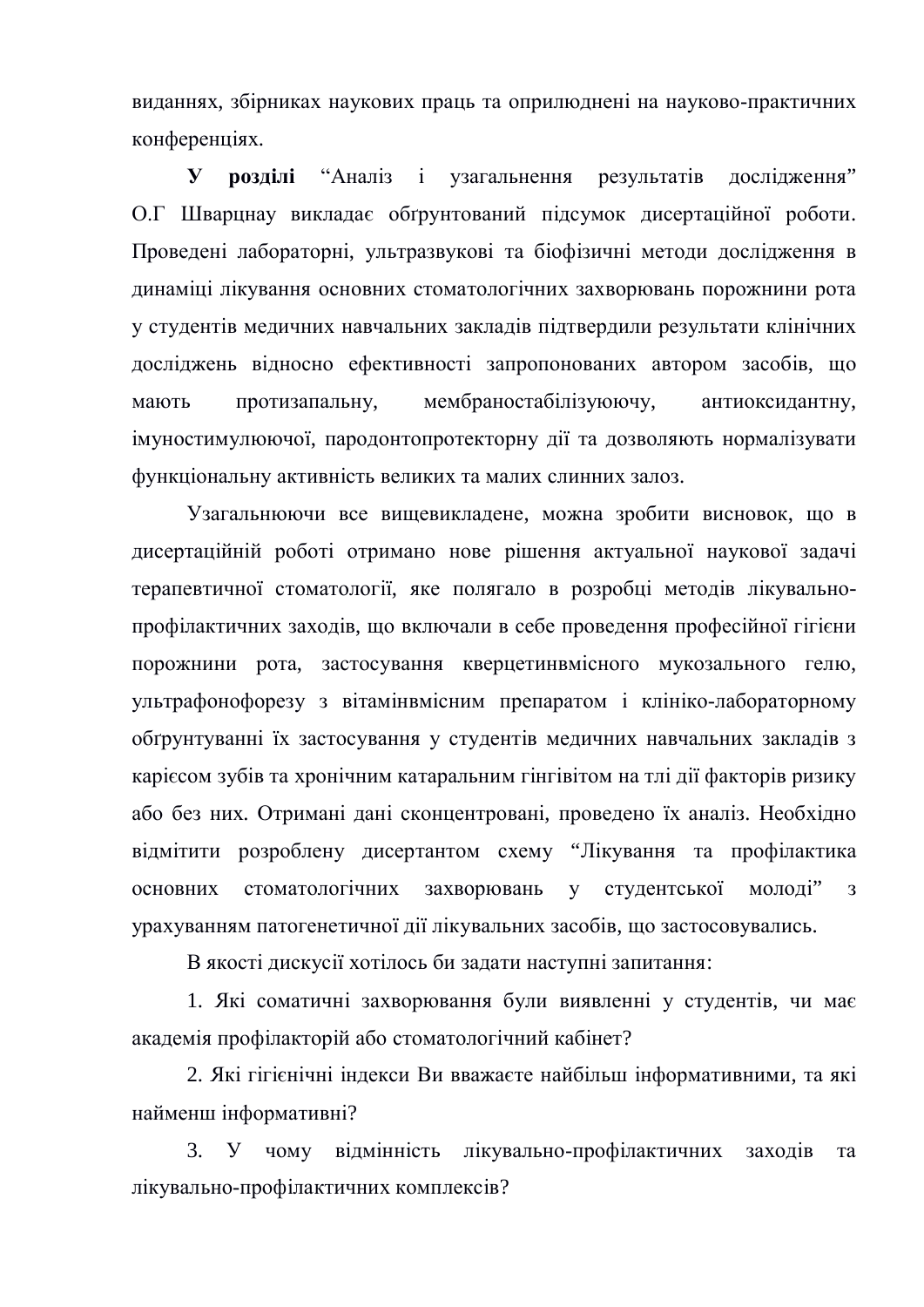виданнях, збірниках наукових праць та оприлюднені на науково-практичних конференціях.

**У розділі** “Аналіз і узагальнення результатів дослідження” О.Г Шварцнау викладає обґрунтований підсумок дисертаційної роботи. Проведені лабораторні, ультразвукові та біофізичні методи дослідження в динаміці лікування основних стоматологічних захворювань порожнини рота у студентів медичних навчальних закладів підтвердили результати клінічних досліджень відносно ефективності запропонованих автором засобів, що мають протизапальну, мембраностабілізуюючу, антиоксидантну, імуностимулюючої, пародонтопротекторну дії та дозволяють нормалізувати функціональну активність великих та малих слинних залоз.

Узагальнюючи все вищевикладене, можна зробити висновок, що в дисертаційній роботі отримано нове рішення актуальної наукової задачі терапевтичної стоматології, яке полягало в розробці методів лікувально-профілактичних заходів, що включали в себе проведення професійної гігієни порожнини рота, застосування кверцетинвмісного мукозального гелю, ультрафонофорезу з вітамінвмісним препаратом і клініко-лабораторному обґрунтуванні їх застосування у студентів медичних навчальних закладів з карієсом зубів та хронічним катаральним гінгівітом на тлі дії факторів ризику або без них. Отримані дані сконцентровані, проведено їх аналіз. Необхідно відмітити розроблену дисертантом схему “Лікування та профілактика основних стоматологічних захворювань у студентської молоді” з урахуванням патогенетичної дії лікувальних засобів, що застосовувались.

В якості дискусії хотілось би задати наступні запитання:

1. Які соматичні захворювання були виявленні у студентів, чи має академія профілакторій або стоматологічний кабінет?

2. Які гігієнічні індекси Ви вважаєте найбільш інформативними, та які найменш інформативні?

3. У чому відмінність лікувально-профілактичних заходів та лікувально-профілактичних комплексів?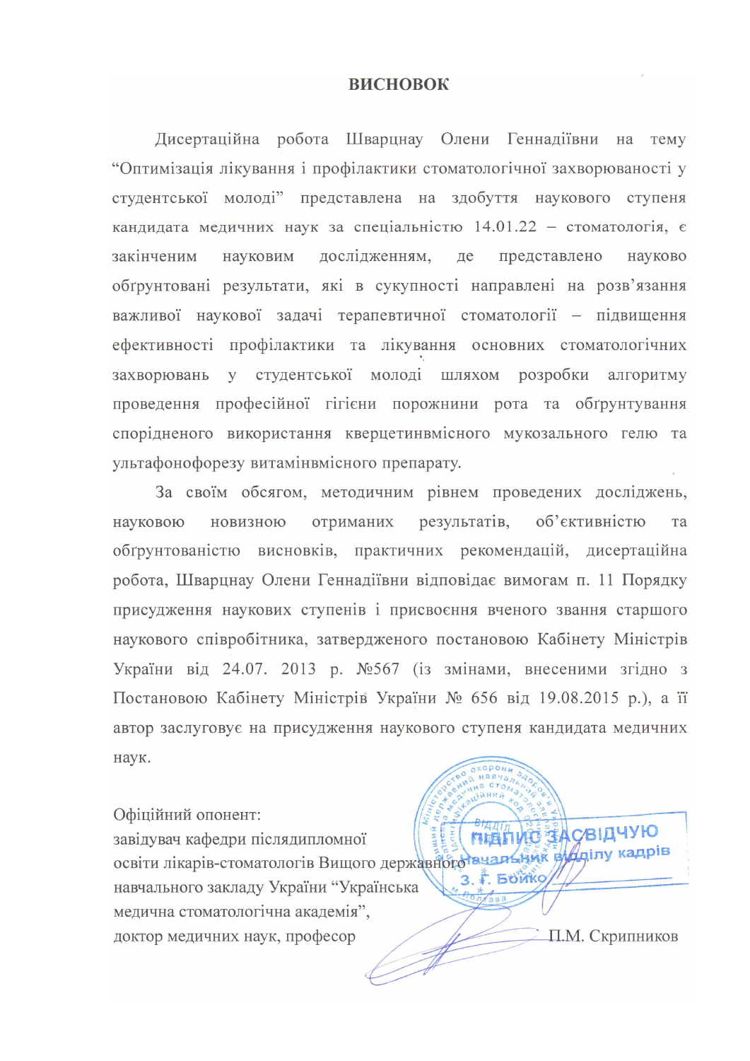# ВИСНОВОК

Дисертаційна робота Шварцнау Олени Геннадіївни на тему "Оптимізація лікування і профілактики стоматологічної захворюваності у студентської молоді" представлена на здобуття наукового ступеня кандидата медичних наук за спеціальністю 14.01.22 – стоматологія, є закінченим науковим дослідженням, де представлено науково обґрунтовані результати, які в сукупності направлені на розв'язання важливої наукової задачі терапевтичної стоматології – підвищення ефективності профілактики та лікування основних стоматологічних захворювань у студентської молоді шляхом розробки алгоритму проведення професійної гігієни порожнини рота та обґрунтування спорідненого використання кверцетинвмісного мукозального гелю та ультафонофорезу витамінвмісного препарату.

За своїм обсягом, методичним рівнем проведених досліджень, науковою новизною отриманих результатів, об'єктивністю та обґрунтованістю висновків, практичних рекомендацій, дисертаційна робота, Шварцнау Олени Геннадіївни відповідає вимогам п. 11 Порядку присудження наукових ступенів і присвоєння вченого звання старшого наукового співробітника, затвердженого постановою Кабінету Міністрів України від 24.07. 2013 р. №567 (із змінами, внесеними згідно з Постановою Кабінету Міністрів України № 656 від 19.08.2015 р.), а її автор заслуговує на присудження наукового ступеня кандидата медичних наук.

Офіційний опонент:
завідувач кафедри післядипломної освіти лікарів-стоматологів Вищого державного навчального закладу України "Українська медична стоматологічна академія",
доктор медичних наук, професор П.М. Скрипников

ПІДПИС ЗАСВІДЧУЮ
Начальник відділу кадрів
З. Г. Бойко